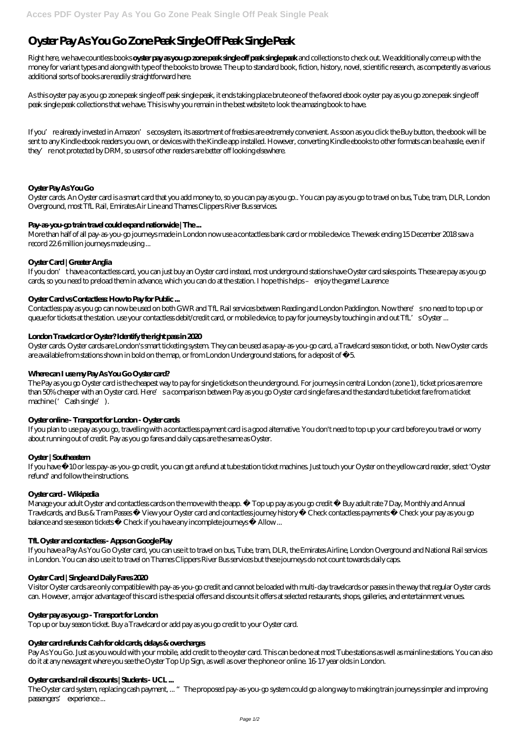# Oyster Pay As You Go Zone Peak Single Off Peak Single Peak

Right here, we have countless books **oyster pay as you go zone peak single off peak single peak** and collections to check out. We additionally come up with the money for variant types and along with type of the books to browse. The up to standard book, fiction, history, novel, scientific research, as competently as various additional sorts of books are readily straightforward here.

As this oyster pay as you go zone peak single off peak single peak, it ends taking place brute one of the favored ebook oyster pay as you go zone peak single off peak single peak collections that we have. This is why you remain in the best website to look the amazing book to have.

If you're already invested in Amazon's ecosystem, its assortment of freebies are extremely convenient. As soon as you click the Buy button, the ebook will be sent to any Kindle ebook readers you own, or devices with the Kindle app installed. However, converting Kindle ebooks to other formats can be a hassle, even if they're not protected by DRM, so users of other readers are better off looking elsewhere.

## Oyster Pay As You Go

Oyster cards. An Oyster card is a smart card that you add money to, so you can pay as you go.. You can pay as you go to travel on bus, Tube, tram, DLR, London Overground, most TfL Rail, Emirates Air Line and Thames Clippers River Bus services.

## Pay-as-you-go train travel could expand nationwide | The ...

More than half of all pay-as-you-go journeys made in London now use a contactless bank card or mobile device. The week ending 15 December 2018 saw a record 22.6 million journeys made using ...

## Oyster Card | Greater Anglia

If you don't have a contactless card, you can just buy an Oyster card instead, most underground stations have Oyster card sales points. These are pay as you go cards, so you need to preload them in advance, which you can do at the station. I hope this helps – enjoy the game! Laurence

## Oyster Card vs Contactless: How to Pay for Public ...

Contactless pay as you go can now be used on both GWR and TfL Rail services between Reading and London Paddington. Now there's no need to top up or queue for tickets at the station. use your contactless debit/credit card, or mobile device, to pay for journeys by touching in and out TfL's Oyster ...

## London Travelcard or Oyster? Identify the right pass in 2020

Oyster cards. Oyster cards are London's smart ticketing system. They can be used as a pay-as-you-go card, a Travelcard season ticket, or both. New Oyster cards are available from stations shown in bold on the map, or from London Underground stations, for a deposit of £5.

## Where can I use my Pay As You Go Oyster card?

The Pay as you go Oyster card is the cheapest way to pay for single tickets on the underground. For journeys in central London (zone 1), ticket prices are more than 50% cheaper with an Oyster card. Here's a comparison between Pay as you go Oyster card single fares and the standard tube ticket fare from a ticket machine ('Cash single').

## Oyster online - Transport for London - Oyster cards

If you plan to use pay as you go, travelling with a contactless payment card is a good alternative. You don't need to top up your card before you travel or worry about running out of credit. Pay as you go fares and daily caps are the same as Oyster.

## Oyster | Southeastern

If you have £10 or less pay-as-you-go credit, you can get a refund at tube station ticket machines. Just touch your Oyster on the yellow card reader, select 'Oyster refund' and follow the instructions.

## Oyster card - Wikipedia

Manage your adult Oyster and contactless cards on the move with the app. • Top up pay as you go credit • Buy adult rate 7 Day, Monthly and Annual Travelcards, and Bus & Tram Passes • View your Oyster card and contactless journey history • Check contactless payments • Check your pay as you go balance and see season tickets • Check if you have any incomplete journeys • Allow ...

## TfL Oyster and contactless - Apps on Google Play

If you have a Pay As You Go Oyster card, you can use it to travel on bus, Tube, tram, DLR, the Emirates Airline, London Overground and National Rail services in London. You can also use it to travel on Thames Clippers River Bus services but these journeys do not count towards daily caps.

## Oyster Card | Single and Daily Fares 2020

Visitor Oyster cards are only compatible with pay-as-you-go credit and cannot be loaded with multi-day travelcards or passes in the way that regular Oyster cards can. However, a major advantage of this card is the special offers and discounts it offers at selected restaurants, shops, galleries, and entertainment venues.

## Oyster pay as you go - Transport for London

Top up or buy season ticket. Buy a Travelcard or add pay as you go credit to your Oyster card.

## Oyster card refunds: Cash for old cards, delays & overcharges

Pay As You Go. Just as you would with your mobile, add credit to the oyster card. This can be done at most Tube stations as well as mainline stations. You can also do it at any newsagent where you see the Oyster Top Up Sign, as well as over the phone or online. 16-17 year olds in London.

## Oyster cards and rail discounts | Students - UCL ...

The Oyster card system, replacing cash payment, ... "The proposed pay-as-you-go system could go a long way to making train journeys simpler and improving passengers' experience ...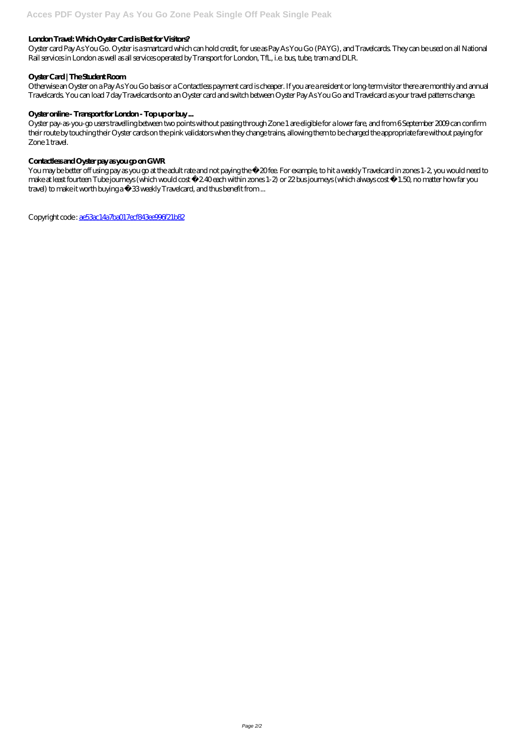**London Travel: Which Oyster Card is Best for Visitors?**

Oyster card Pay As You Go. Oyster is a smartcard which can hold credit, for use as Pay As You Go (PAYG), and Travelcards. They can be used on all National Rail services in London as well as all services operated by Transport for London, TfL, i.e. bus, tube, tram and DLR.

**Oyster Card | The Student Room**

Otherwise an Oyster on a Pay As You Go basis or a Contactless payment card is cheaper. If you are a resident or long-term visitor there are monthly and annual Travelcards. You can load 7 day Travelcards onto an Oyster card and switch between Oyster Pay As You Go and Travelcard as your travel patterns change.

**Oyster online - Transport for London - Top up or buy ...**

Oyster pay-as-you-go users travelling between two points without passing through Zone 1 are eligible for a lower fare, and from 6 September 2009 can confirm their route by touching their Oyster cards on the pink validators when they change trains, allowing them to be charged the appropriate fare without paying for Zone 1 travel.

**Contactless and Oyster pay as you go on GWR**

You may be better off using pay as you go at the adult rate and not paying the £20 fee. For example, to hit a weekly Travelcard in zones 1-2, you would need to make at least fourteen Tube journeys (which would cost £2.40 each within zones 1-2) or 22 bus journeys (which always cost £1.50, no matter how far you travel) to make it worth buying a £33 weekly Travelcard, and thus benefit from ...

Copyright code : ae53ac14a7ba017ecf843ee996f21b82